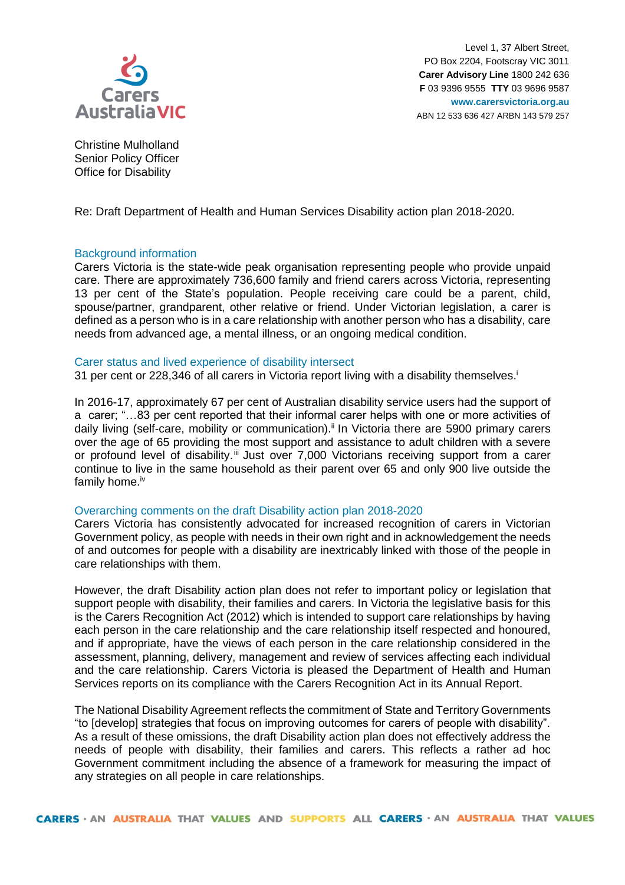Carers Australia VIC

Level 1, 37 Albert Street,
PO Box 2204, Footscray VIC 3011
**Carer Advisory Line** 1800 242 636
**F** 03 9396 9555 **TTY** 03 9696 9587
**www.carersvictoria.org.au**
ABN 12 533 636 427 ARBN 143 579 257

Christine Mulholland
Senior Policy Officer
Office for Disability

Re: Draft Department of Health and Human Services Disability action plan 2018-2020.

## Background information

Carers Victoria is the state-wide peak organisation representing people who provide unpaid care. There are approximately 736,600 family and friend carers across Victoria, representing 13 per cent of the State's population. People receiving care could be a parent, child, spouse/partner, grandparent, other relative or friend. Under Victorian legislation, a carer is defined as a person who is in a care relationship with another person who has a disability, care needs from advanced age, a mental illness, or an ongoing medical condition.

## Carer status and lived experience of disability intersect

31 per cent or 228,346 of all carers in Victoria report living with a disability themselves.[i]

In 2016-17, approximately 67 per cent of Australian disability service users had the support of a carer; "…83 per cent reported that their informal carer helps with one or more activities of daily living (self-care, mobility or communication).[ii] In Victoria there are 5900 primary carers over the age of 65 providing the most support and assistance to adult children with a severe or profound level of disability.[iii] Just over 7,000 Victorians receiving support from a carer continue to live in the same household as their parent over 65 and only 900 live outside the family home.[iv]

## Overarching comments on the draft Disability action plan 2018-2020

Carers Victoria has consistently advocated for increased recognition of carers in Victorian Government policy, as people with needs in their own right and in acknowledgement the needs of and outcomes for people with a disability are inextricably linked with those of the people in care relationships with them.

However, the draft Disability action plan does not refer to important policy or legislation that support people with disability, their families and carers. In Victoria the legislative basis for this is the Carers Recognition Act (2012) which is intended to support care relationships by having each person in the care relationship and the care relationship itself respected and honoured, and if appropriate, have the views of each person in the care relationship considered in the assessment, planning, delivery, management and review of services affecting each individual and the care relationship. Carers Victoria is pleased the Department of Health and Human Services reports on its compliance with the Carers Recognition Act in its Annual Report.

The National Disability Agreement reflects the commitment of State and Territory Governments "to [develop] strategies that focus on improving outcomes for carers of people with disability". As a result of these omissions, the draft Disability action plan does not effectively address the needs of people with disability, their families and carers. This reflects a rather ad hoc Government commitment including the absence of a framework for measuring the impact of any strategies on all people in care relationships.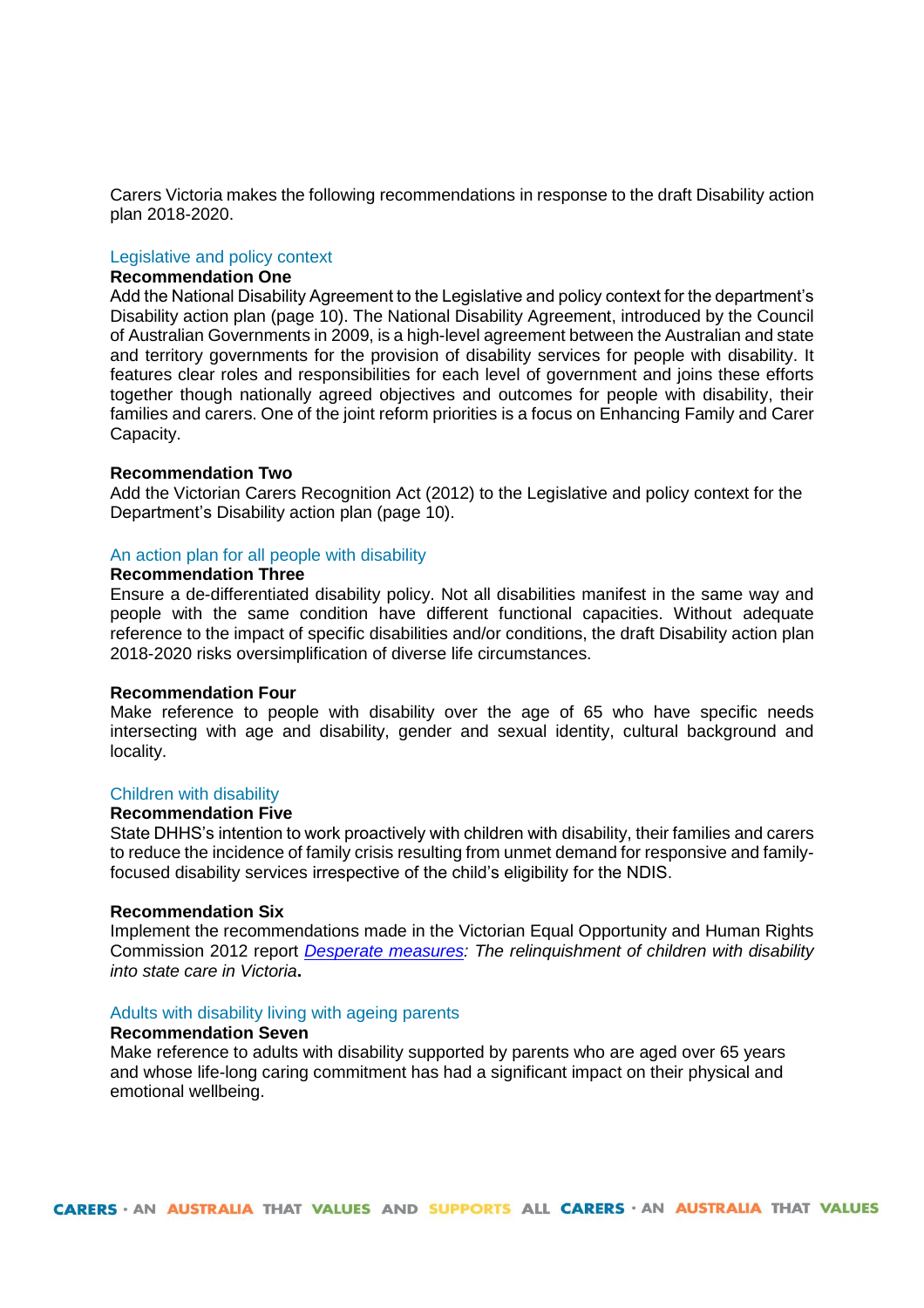Carers Victoria makes the following recommendations in response to the draft Disability action plan 2018-2020.

## Legislative and policy context

**Recommendation One**

Add the National Disability Agreement to the Legislative and policy context for the department's Disability action plan (page 10). The National Disability Agreement, introduced by the Council of Australian Governments in 2009, is a high-level agreement between the Australian and state and territory governments for the provision of disability services for people with disability. It features clear roles and responsibilities for each level of government and joins these efforts together though nationally agreed objectives and outcomes for people with disability, their families and carers. One of the joint reform priorities is a focus on Enhancing Family and Carer Capacity.

**Recommendation Two**

Add the Victorian Carers Recognition Act (2012) to the Legislative and policy context for the Department's Disability action plan (page 10).

## An action plan for all people with disability

**Recommendation Three**

Ensure a de-differentiated disability policy. Not all disabilities manifest in the same way and people with the same condition have different functional capacities. Without adequate reference to the impact of specific disabilities and/or conditions, the draft Disability action plan 2018-2020 risks oversimplification of diverse life circumstances.

**Recommendation Four**

Make reference to people with disability over the age of 65 who have specific needs intersecting with age and disability, gender and sexual identity, cultural background and locality.

## Children with disability

**Recommendation Five**

State DHHS's intention to work proactively with children with disability, their families and carers to reduce the incidence of family crisis resulting from unmet demand for responsive and family-focused disability services irrespective of the child's eligibility for the NDIS.

**Recommendation Six**

Implement the recommendations made in the Victorian Equal Opportunity and Human Rights Commission 2012 report *Desperate measures: The relinquishment of children with disability into state care in Victoria*.

## Adults with disability living with ageing parents

**Recommendation Seven**

Make reference to adults with disability supported by parents who are aged over 65 years and whose life-long caring commitment has had a significant impact on their physical and emotional wellbeing.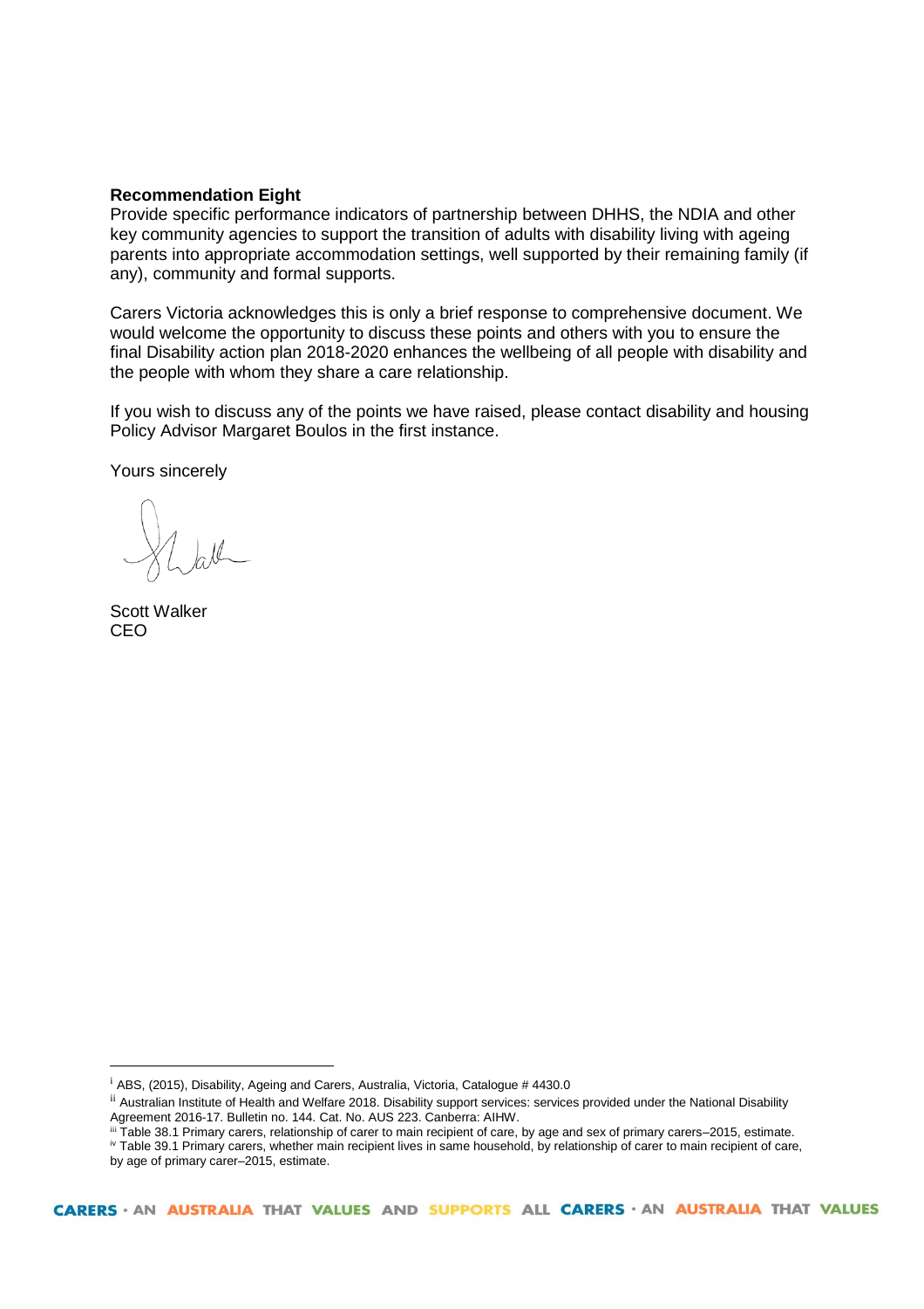**Recommendation Eight**

Provide specific performance indicators of partnership between DHHS, the NDIA and other key community agencies to support the transition of adults with disability living with ageing parents into appropriate accommodation settings, well supported by their remaining family (if any), community and formal supports.

Carers Victoria acknowledges this is only a brief response to comprehensive document. We would welcome the opportunity to discuss these points and others with you to ensure the final Disability action plan 2018-2020 enhances the wellbeing of all people with disability and the people with whom they share a care relationship.

If you wish to discuss any of the points we have raised, please contact disability and housing Policy Advisor Margaret Boulos in the first instance.

Yours sincerely

Scott Walker
CEO

---

[i] ABS, (2015), Disability, Ageing and Carers, Australia, Victoria, Catalogue # 4430.0

[ii] Australian Institute of Health and Welfare 2018. Disability support services: services provided under the National Disability Agreement 2016-17. Bulletin no. 144. Cat. No. AUS 223. Canberra: AIHW.

[iii] Table 38.1 Primary carers, relationship of carer to main recipient of care, by age and sex of primary carers–2015, estimate.

[iv] Table 39.1 Primary carers, whether main recipient lives in same household, by relationship of carer to main recipient of care, by age of primary carer–2015, estimate.